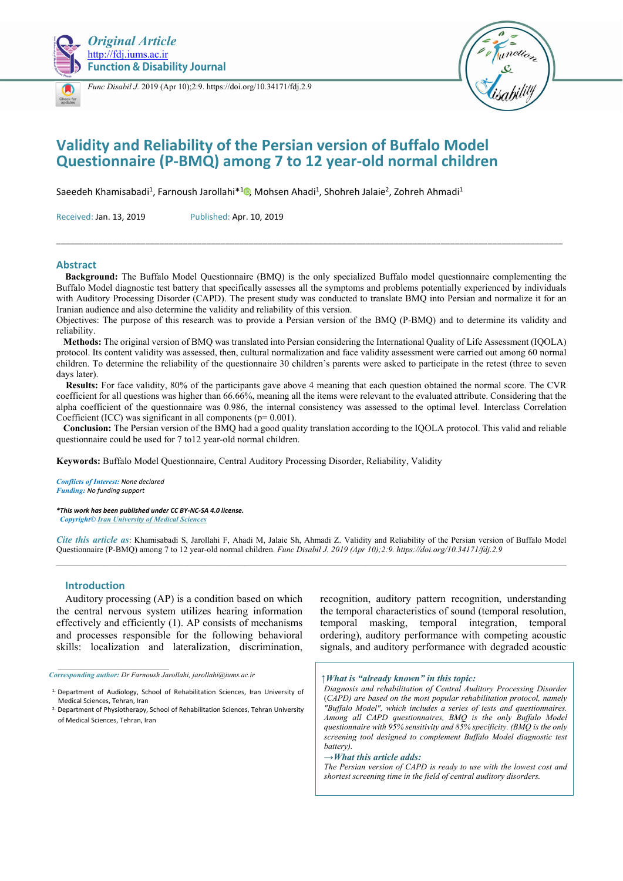*Original Article*
http://fdj.iums.ac.ir
**Function & Disability Journal**

*Func Disabil J.* 2019 (Apr 10);2:9. https://doi.org/10.34171/fdj.2.9

# Validity and Reliability of the Persian version of Buffalo Model Questionnaire (P-BMQ) among 7 to 12 year-old normal children

Saeedeh Khamisabadi[1], Farnoush Jarollahi*[1], Mohsen Ahadi[1], Shohreh Jalaie[2], Zohreh Ahmadi[1]

Received: Jan. 13, 2019 Published: Apr. 10, 2019

## Abstract

**Background:** The Buffalo Model Questionnaire (BMQ) is the only specialized Buffalo model questionnaire complementing the Buffalo Model diagnostic test battery that specifically assesses all the symptoms and problems potentially experienced by individuals with Auditory Processing Disorder (CAPD). The present study was conducted to translate BMQ into Persian and normalize it for an Iranian audience and also determine the validity and reliability of this version.

Objectives: The purpose of this research was to provide a Persian version of the BMQ (P-BMQ) and to determine its validity and reliability.

**Methods:** The original version of BMQ was translated into Persian considering the International Quality of Life Assessment (IQOLA) protocol. Its content validity was assessed, then, cultural normalization and face validity assessment were carried out among 60 normal children. To determine the reliability of the questionnaire 30 children's parents were asked to participate in the retest (three to seven days later).

**Results:** For face validity, 80% of the participants gave above 4 meaning that each question obtained the normal score. The CVR coefficient for all questions was higher than 66.66%, meaning all the items were relevant to the evaluated attribute. Considering that the alpha coefficient of the questionnaire was 0.986, the internal consistency was assessed to the optimal level. Interclass Correlation Coefficient (ICC) was significant in all components (p= 0.001).

**Conclusion:** The Persian version of the BMQ had a good quality translation according to the IQOLA protocol. This valid and reliable questionnaire could be used for 7 to12 year-old normal children.

**Keywords:** Buffalo Model Questionnaire, Central Auditory Processing Disorder, Reliability, Validity

*Conflicts of Interest:* None declared
*Funding:* No funding support

***This work has been published under CC BY-NC-SA 4.0 license.***
*Copyright© Iran University of Medical Sciences*

*Cite this article as*: Khamisabadi S, Jarollahi F, Ahadi M, Jalaie Sh, Ahmadi Z. Validity and Reliability of the Persian version of Buffalo Model Questionnaire (P-BMQ) among 7 to 12 year-old normal children. *Func Disabil J. 2019 (Apr 10);2:9. https://doi.org/10.34171/fdj.2.9*

## Introduction

Auditory processing (AP) is a condition based on which the central nervous system utilizes hearing information effectively and efficiently (1). AP consists of mechanisms and processes responsible for the following behavioral skills: localization and lateralization, discrimination, recognition, auditory pattern recognition, understanding the temporal characteristics of sound (temporal resolution, temporal masking, temporal integration, temporal ordering), auditory performance with competing acoustic signals, and auditory performance with degraded acoustic

*Corresponding author: Dr Farnoush Jarollahi, jarollahi@iums.ac.ir*

[1] Department of Audiology, School of Rehabilitation Sciences, Iran University of Medical Sciences, Tehran, Iran
[2] Department of Physiotherapy, School of Rehabilitation Sciences, Tehran University of Medical Sciences, Tehran, Iran

***↑What is "already known" in this topic:***
*Diagnosis and rehabilitation of Central Auditory Processing Disorder (CAPD) are based on the most popular rehabilitation protocol, namely "Buffalo Model", which includes a series of tests and questionnaires. Among all CAPD questionnaires, BMQ is the only Buffalo Model questionnaire with 95% sensitivity and 85% specificity. (BMQ is the only screening tool designed to complement Buffalo Model diagnostic test battery).*

***→What this article adds:***
*The Persian version of CAPD is ready to use with the lowest cost and shortest screening time in the field of central auditory disorders.*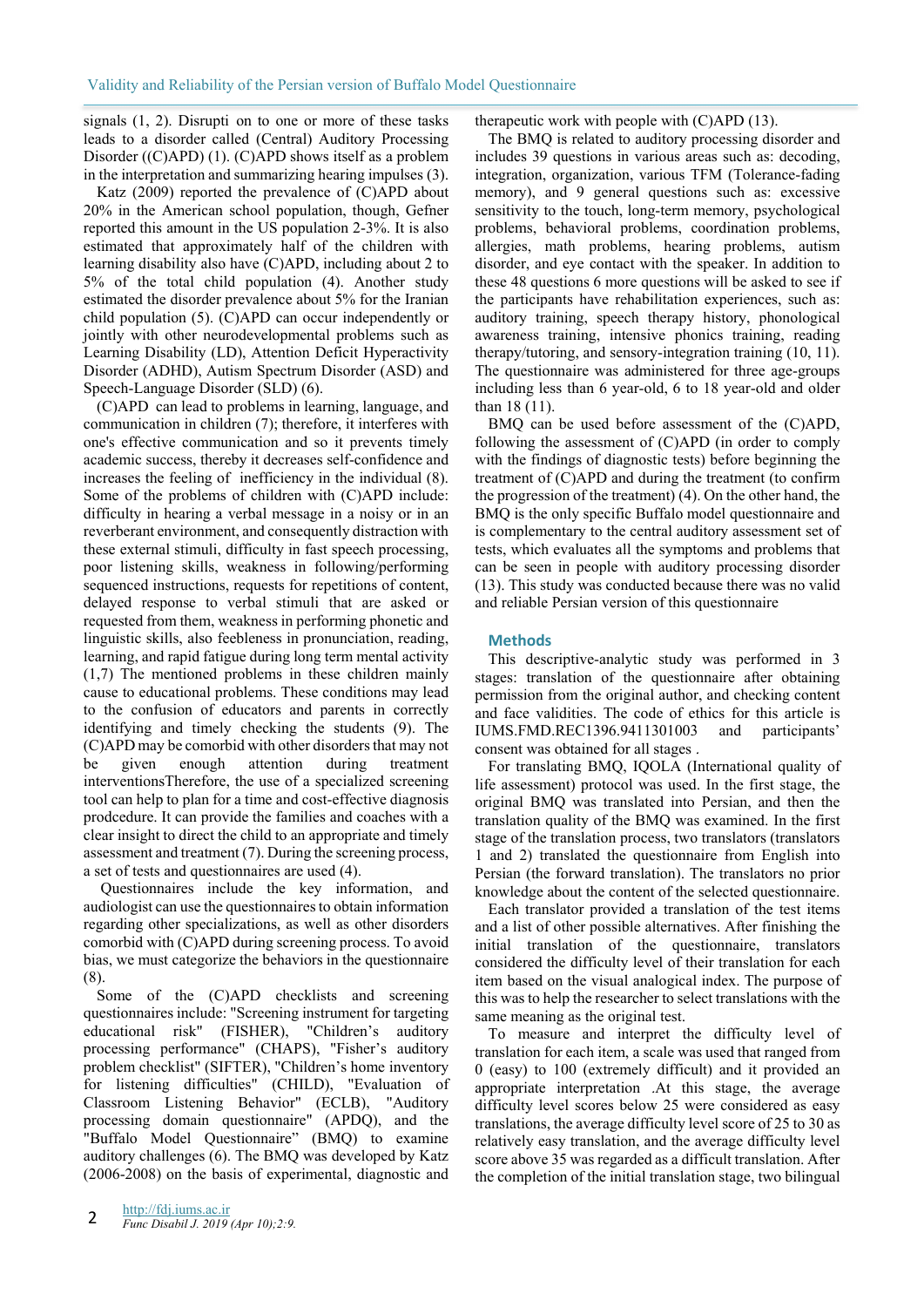signals (1, 2). Disrupti on to one or more of these tasks leads to a disorder called (Central) Auditory Processing Disorder ((C)APD) (1). (C)APD shows itself as a problem in the interpretation and summarizing hearing impulses (3).

Katz (2009) reported the prevalence of (C)APD about 20% in the American school population, though, Gefner reported this amount in the US population 2-3%. It is also estimated that approximately half of the children with learning disability also have (C)APD, including about 2 to 5% of the total child population (4). Another study estimated the disorder prevalence about 5% for the Iranian child population (5). (C)APD can occur independently or jointly with other neurodevelopmental problems such as Learning Disability (LD), Attention Deficit Hyperactivity Disorder (ADHD), Autism Spectrum Disorder (ASD) and Speech-Language Disorder (SLD) (6).

(C)APD can lead to problems in learning, language, and communication in children (7); therefore, it interferes with one's effective communication and so it prevents timely academic success, thereby it decreases self-confidence and increases the feeling of inefficiency in the individual (8). Some of the problems of children with (C)APD include: difficulty in hearing a verbal message in a noisy or in an reverberant environment, and consequently distraction with these external stimuli, difficulty in fast speech processing, poor listening skills, weakness in following/performing sequenced instructions, requests for repetitions of content, delayed response to verbal stimuli that are asked or requested from them, weakness in performing phonetic and linguistic skills, also feebleness in pronunciation, reading, learning, and rapid fatigue during long term mental activity (1,7) The mentioned problems in these children mainly cause to educational problems. These conditions may lead to the confusion of educators and parents in correctly identifying and timely checking the students (9). The (C)APD may be comorbid with other disorders that may not be given enough attention during treatment interventionsTherefore, the use of a specialized screening tool can help to plan for a time and cost-effective diagnosis prodcedure. It can provide the families and coaches with a clear insight to direct the child to an appropriate and timely assessment and treatment (7). During the screening process, a set of tests and questionnaires are used (4).

Questionnaires include the key information, and audiologist can use the questionnaires to obtain information regarding other specializations, as well as other disorders comorbid with (C)APD during screening process. To avoid bias, we must categorize the behaviors in the questionnaire (8).

Some of the (C)APD checklists and screening questionnaires include: "Screening instrument for targeting educational risk" (FISHER), "Children's auditory processing performance" (CHAPS), "Fisher's auditory problem checklist" (SIFTER), "Children's home inventory for listening difficulties" (CHILD), "Evaluation of Classroom Listening Behavior" (ECLB), "Auditory processing domain questionnaire" (APDQ), and the "Buffalo Model Questionnaire" (BMQ) to examine auditory challenges (6). The BMQ was developed by Katz (2006-2008) on the basis of experimental, diagnostic and therapeutic work with people with (C)APD (13).

The BMQ is related to auditory processing disorder and includes 39 questions in various areas such as: decoding, integration, organization, various TFM (Tolerance-fading memory), and 9 general questions such as: excessive sensitivity to the touch, long-term memory, psychological problems, behavioral problems, coordination problems, allergies, math problems, hearing problems, autism disorder, and eye contact with the speaker. In addition to these 48 questions 6 more questions will be asked to see if the participants have rehabilitation experiences, such as: auditory training, speech therapy history, phonological awareness training, intensive phonics training, reading therapy/tutoring, and sensory-integration training (10, 11). The questionnaire was administered for three age-groups including less than 6 year-old, 6 to 18 year-old and older than 18 (11).

BMQ can be used before assessment of the (C)APD, following the assessment of (C)APD (in order to comply with the findings of diagnostic tests) before beginning the treatment of (C)APD and during the treatment (to confirm the progression of the treatment) (4). On the other hand, the BMQ is the only specific Buffalo model questionnaire and is complementary to the central auditory assessment set of tests, which evaluates all the symptoms and problems that can be seen in people with auditory processing disorder (13). This study was conducted because there was no valid and reliable Persian version of this questionnaire

## Methods

This descriptive-analytic study was performed in 3 stages: translation of the questionnaire after obtaining permission from the original author, and checking content and face validities. The code of ethics for this article is IUMS.FMD.REC1396.9411301003 and participants' consent was obtained for all stages .

For translating BMQ, IQOLA (International quality of life assessment) protocol was used. In the first stage, the original BMQ was translated into Persian, and then the translation quality of the BMQ was examined. In the first stage of the translation process, two translators (translators 1 and 2) translated the questionnaire from English into Persian (the forward translation). The translators no prior knowledge about the content of the selected questionnaire.

Each translator provided a translation of the test items and a list of other possible alternatives. After finishing the initial translation of the questionnaire, translators considered the difficulty level of their translation for each item based on the visual analogical index. The purpose of this was to help the researcher to select translations with the same meaning as the original test.

To measure and interpret the difficulty level of translation for each item, a scale was used that ranged from 0 (easy) to 100 (extremely difficult) and it provided an appropriate interpretation .At this stage, the average difficulty level scores below 25 were considered as easy translations, the average difficulty level score of 25 to 30 as relatively easy translation, and the average difficulty level score above 35 was regarded as a difficult translation. After the completion of the initial translation stage, two bilingual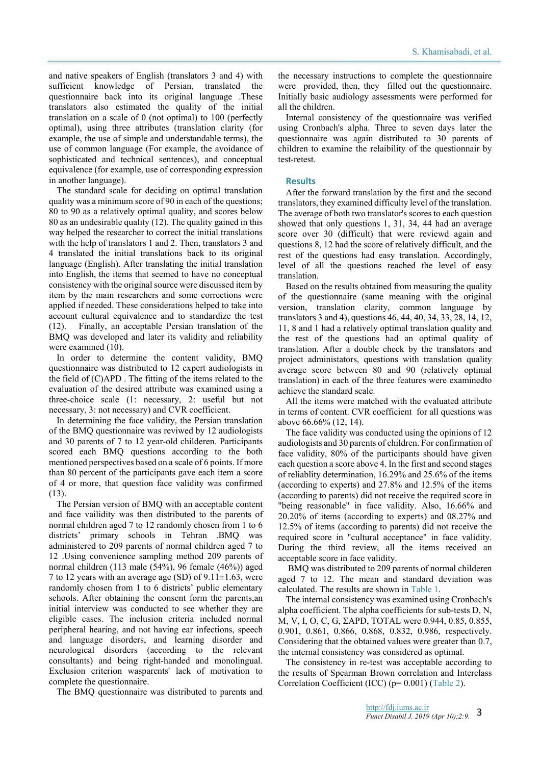and native speakers of English (translators 3 and 4) with sufficient knowledge of Persian, translated the questionnaire back into its original language .These translators also estimated the quality of the initial translation on a scale of 0 (not optimal) to 100 (perfectly optimal), using three attributes (translation clarity (for example, the use of simple and understandable terms), the use of common language (For example, the avoidance of sophisticated and technical sentences), and conceptual equivalence (for example, use of corresponding expression in another language).

The standard scale for deciding on optimal translation quality was a minimum score of 90 in each of the questions; 80 to 90 as a relatively optimal quality, and scores below 80 as an undesirable quality (12). The quality gained in this way helped the researcher to correct the initial translations with the help of translators 1 and 2. Then, translators 3 and 4 translated the initial translations back to its original language (English). After translating the initial translation into English, the items that seemed to have no conceptual consistency with the original source were discussed item by item by the main researchers and some corrections were applied if needed. These considerations helped to take into account cultural equivalence and to standardize the test (12). Finally, an acceptable Persian translation of the BMQ was developed and later its validity and reliability were examined (10).

In order to determine the content validity, BMQ questionnaire was distributed to 12 expert audiologists in the field of (C)APD . The fitting of the items related to the evaluation of the desired attribute was examined using a three-choice scale (1: necessary, 2: useful but not necessary, 3: not necessary) and CVR coefficient.

In determining the face validity, the Persian translation of the BMQ questionnaire was reviwed by 12 audiologists and 30 parents of 7 to 12 year-old childeren. Participants scored each BMQ questions according to the both mentioned perspectives based on a scale of 6 points. If more than 80 percent of the participants gave each item a score of 4 or more, that question face validity was confirmed (13).

The Persian version of BMQ with an acceptable content and face vailidity was then distributed to the parents of normal children aged 7 to 12 randomly chosen from 1 to 6 districts' primary schools in Tehran .BMQ was administered to 209 parents of normal children aged 7 to 12 .Using convenience sampling method 209 parents of normal children (113 male (54%), 96 female (46%)) aged 7 to 12 years with an average age (SD) of 9.11±1.63, were randomly chosen from 1 to 6 districts' public elementary schools. After obtaining the consent form the parents,an initial interview was conducted to see whether they are eligible cases. The inclusion criteria included normal peripheral hearing, and not having ear infections, speech and language disorders, and learning disorder and neurological disorders (according to the relevant consultants) and being right-handed and monolingual. Exclusion criterion wasparents' lack of motivation to complete the questionnaire.

The BMQ questionnaire was distributed to parents and the necessary instructions to complete the questionnaire were provided, then, they filled out the questionnaire. Initially basic audiology assessments were performed for all the children.

Internal consistency of the questionnaire was verified using Cronbach's alpha. Three to seven days later the questionnaire was again distributed to 30 parents of children to examine the relaibility of the questionnair by test-retest.

## Results

After the forward translation by the first and the second translators, they examined difficulty level of the translation. The average of both two translator's scores to each question showed that only questions 1, 31, 34, 44 had an average score over 30 (difficult) that were reviewd again and questions 8, 12 had the score of relatively difficult, and the rest of the questions had easy translation. Accordingly, level of all the questions reached the level of easy translation.

Based on the results obtained from measuring the quality of the questionnaire (same meaning with the original version, translation clarity, common language by translators 3 and 4), questions 46, 44, 40, 34, 33, 28, 14, 12, 11, 8 and 1 had a relatively optimal translation quality and the rest of the questions had an optimal quality of translation. After a double check by the translators and project administators, questions with translation quality average score between 80 and 90 (relatively optimal translation) in each of the three features were examinedto achieve the standard scale.

All the items were matched with the evaluated attribute in terms of content. CVR coefficient for all questions was above 66.66% (12, 14).

The face validity was conducted using the opinions of 12 audiologists and 30 parents of children. For confirmation of face validity, 80% of the participants should have given each question a score above 4. In the first and second stages of relaibility determination, 16.29% and 25.6% of the items (according to experts) and 27.8% and 12.5% of the items (according to parents) did not receive the required score in "being reasonable" in face validity. Also, 16.66% and 20.20% of items (according to experts) and 08.27% and 12.5% of items (according to parents) did not receive the required score in "cultural acceptance" in face validity. During the third review, all the items received an acceptable score in face validity.

BMQ was distributed to 209 parents of normal childeren aged 7 to 12. The mean and standard deviation was calculated. The results are shown in Table 1.

The internal consistency was examined using Cronbach's alpha coefficient. The alpha coefficients for sub-tests D, N, M, V, I, O, C, G, ΣAPD, TOTAL were 0.944, 0.85, 0.855, 0.901, 0.861, 0.866, 0.868, 0.832, 0.986, respectively. Considering that the obtained values were greater than 0.7, the internal consistency was considered as optimal.

The consistency in re-test was acceptable according to the results of Spearman Brown correlation and Interclass Correlation Coefficient (ICC) ($p = 0.001$) (Table 2).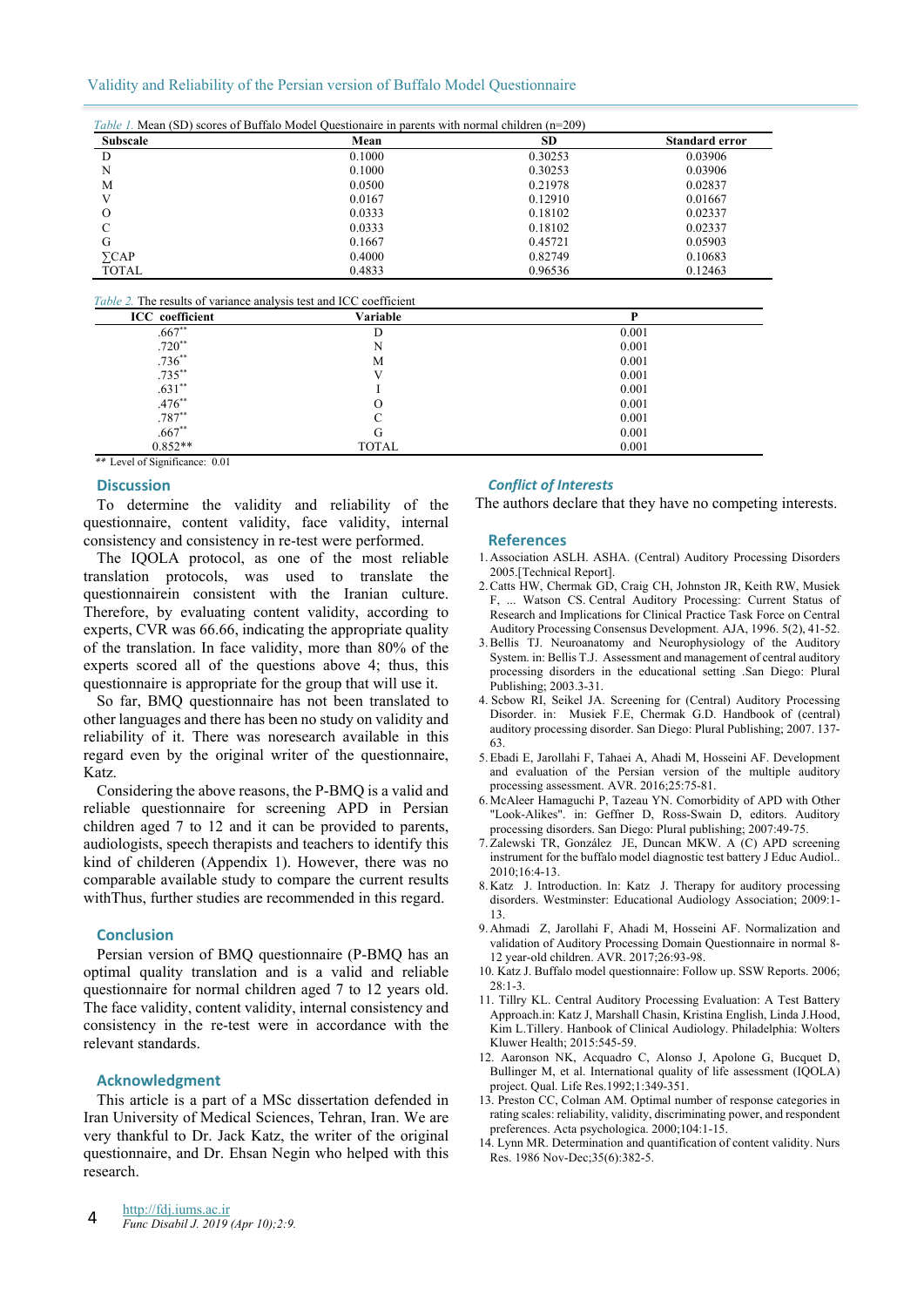*Table 1.* Mean (SD) scores of Buffalo Model Questionaire in parents with normal children (n=209)

| Subscale | Mean | SD | Standard error |
|---|---|---|---|
| D | 0.1000 | 0.30253 | 0.03906 |
| N | 0.1000 | 0.30253 | 0.03906 |
| M | 0.0500 | 0.21978 | 0.02837 |
| V | 0.0167 | 0.12910 | 0.01667 |
| O | 0.0333 | 0.18102 | 0.02337 |
| C | 0.0333 | 0.18102 | 0.02337 |
| G | 0.1667 | 0.45721 | 0.05903 |
| ∑CAP | 0.4000 | 0.82749 | 0.10683 |
| TOTAL | 0.4833 | 0.96536 | 0.12463 |

*Table 2.* The results of variance analysis test and ICC coefficient

| ICC coefficient | Variable | P |
|---|---|---|
| .667** | D | 0.001 |
| .720** | N | 0.001 |
| .736** | M | 0.001 |
| .735** | V | 0.001 |
| .631** | I | 0.001 |
| .476** | O | 0.001 |
| .787** | C | 0.001 |
| .667** | G | 0.001 |
| 0.852** | TOTAL | 0.001 |

** Level of Significance: 0.01

## Discussion

To determine the validity and reliability of the questionnaire, content validity, face validity, internal consistency and consistency in re-test were performed.

The IQOLA protocol, as one of the most reliable translation protocols, was used to translate the questionnairein consistent with the Iranian culture. Therefore, by evaluating content validity, according to experts, CVR was 66.66, indicating the appropriate quality of the translation. In face validity, more than 80% of the experts scored all of the questions above 4; thus, this questionnaire is appropriate for the group that will use it.

So far, BMQ questionnaire has not been translated to other languages and there has been no study on validity and reliability of it. There was noresearch available in this regard even by the original writer of the questionnaire, Katz.

Considering the above reasons, the P-BMQ is a valid and reliable questionnaire for screening APD in Persian children aged 7 to 12 and it can be provided to parents, audiologists, speech therapists and teachers to identify this kind of childeren (Appendix 1). However, there was no comparable available study to compare the current results withThus, further studies are recommended in this regard.

## Conclusion

Persian version of BMQ questionnaire (P-BMQ has an optimal quality translation and is a valid and reliable questionnaire for normal children aged 7 to 12 years old. The face validity, content validity, internal consistency and consistency in the re-test were in accordance with the relevant standards.

## Acknowledgment

This article is a part of a MSc dissertation defended in Iran University of Medical Sciences, Tehran, Iran. We are very thankful to Dr. Jack Katz, the writer of the original questionnaire, and Dr. Ehsan Negin who helped with this research.

## *Conflict of Interests*

The authors declare that they have no competing interests.

## References

1. Association ASLH. ASHA. (Central) Auditory Processing Disorders 2005.[Technical Report].
2. Catts HW, Chermak GD, Craig CH, Johnston JR, Keith RW, Musiek F, ... Watson CS. Central Auditory Processing: Current Status of Research and Implications for Clinical Practice Task Force on Central Auditory Processing Consensus Development. AJA, 1996. 5(2), 41-52.
3. Bellis TJ. Neuroanatomy and Neurophysiology of the Auditory System. in: Bellis T.J. Assessment and management of central auditory processing disorders in the educational setting .San Diego: Plural Publishing; 2003.3-31.
4. Scbow RI, Seikel JA. Screening for (Central) Auditory Processing Disorder. in: Musiek F.E, Chermak G.D. Handbook of (central) auditory processing disorder. San Diego: Plural Publishing; 2007. 137-63.
5. Ebadi E, Jarollahi F, Tahaei A, Ahadi M, Hosseini AF. Development and evaluation of the Persian version of the multiple auditory processing assessment. AVR. 2016;25:75-81.
6. McAleer Hamaguchi P, Tazeau YN. Comorbidity of APD with Other "Look-Alikes". in: Geffner D, Ross-Swain D, editors. Auditory processing disorders. San Diego: Plural publishing; 2007:49-75.
7. Zalewski TR, González JE, Duncan MKW. A (C) APD screening instrument for the buffalo model diagnostic test battery J Educ Audiol.. 2010;16:4-13.
8. Katz J. Introduction. In: Katz J. Therapy for auditory processing disorders. Westminster: Educational Audiology Association; 2009:1-13.
9. Ahmadi Z, Jarollahi F, Ahadi M, Hosseini AF. Normalization and validation of Auditory Processing Domain Questionnaire in normal 8-12 year-old children. AVR. 2017;26:93-98.
10. Katz J. Buffalo model questionnaire: Follow up. SSW Reports. 2006; 28:1-3.
11. Tillry KL. Central Auditory Processing Evaluation: A Test Battery Approach.in: Katz J, Marshall Chasin, Kristina English, Linda J.Hood, Kim L.Tillery. Hanbook of Clinical Audiology. Philadelphia: Wolters Kluwer Health; 2015:545-59.
12. Aaronson NK, Acquadro C, Alonso J, Apolone G, Bucquet D, Bullinger M, et al. International quality of life assessment (IQOLA) project. Qual. Life Res.1992;1:349-351.
13. Preston CC, Colman AM. Optimal number of response categories in rating scales: reliability, validity, discriminating power, and respondent preferences. Acta psychologica. 2000;104:1-15.
14. Lynn MR. Determination and quantification of content validity. Nurs Res. 1986 Nov-Dec;35(6):382-5.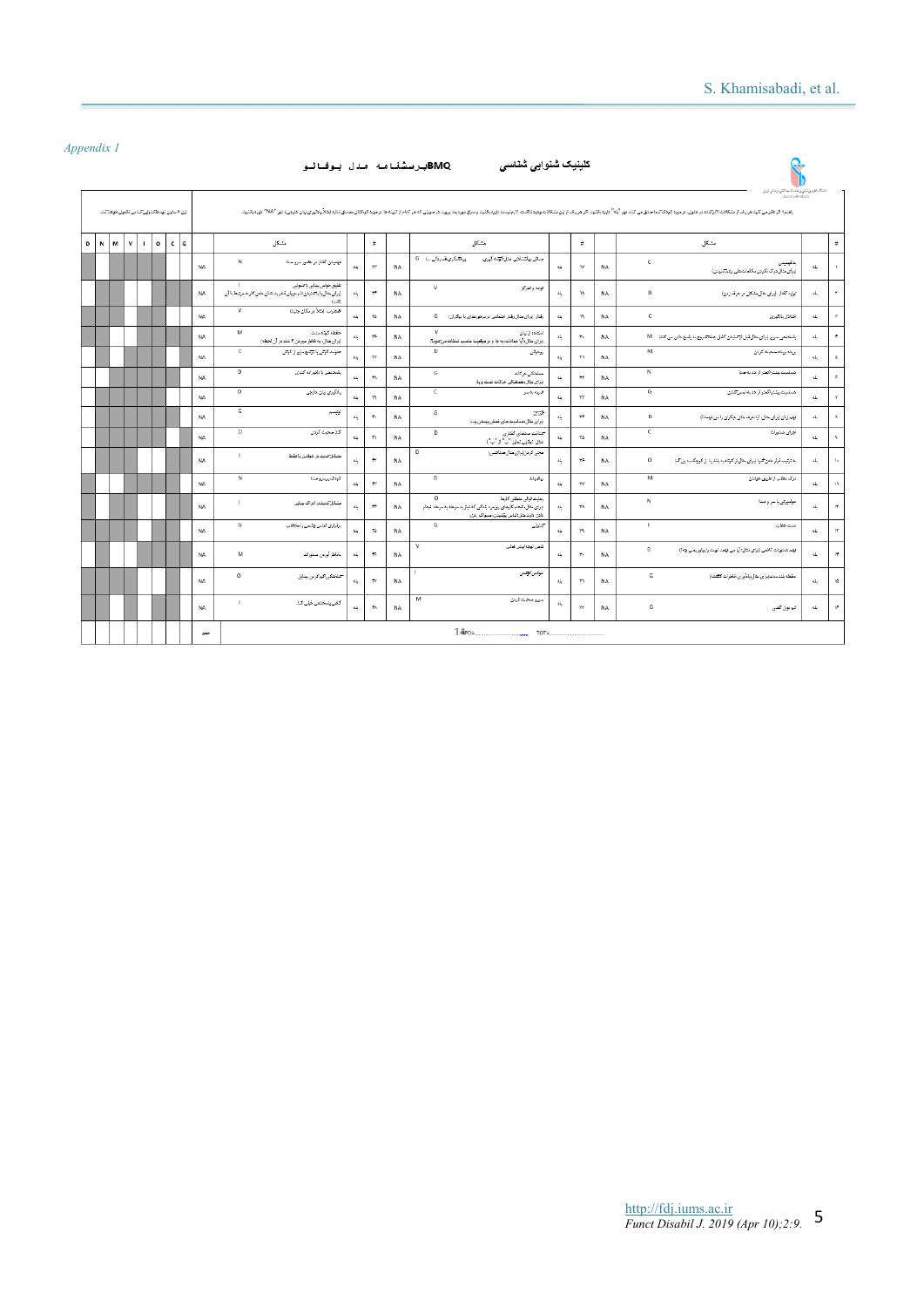*Appendix 1*

**کلینیک شنوایی شناسی** **پرسشنامه مدل بوفالو BMQ**

| # | مشکل | | | # | مشکل | | | # | مشکل | | |
|---|---|---|---|---|---|---|---|---|---|---|---|
| ۱ | بدفهمیدن (برای مثال درک نکردن مکالمه‌ها یا دستورات) | بله | C | ۱۷ | مسائل رفتاری ... | NA | G | ۳۳ | ... | NA | N |
| ۲ | تولید گفتار (برای مثال مشکل در حرف زدن) | بله | D | ۱۸ | توجه و تمرکز | NA | V | ۳۴ | ... | NA | I |
| ۳ | اختلال یادگیری | بله | C | ۱۹ | رفتار ... | NA | G | ۳۵ | ... | NA | V |
| ۴ | پاسخ‌دهی ... | بله | M | ۲۰ | استفاده از زبان ... | NA | V | ۳۶ | ... | NA | M |
| ۵ | ... | بله | M | ۲۱ | ریاضیات | NA | D | ۳۷ | ... | NA | C |
| ۶ | حساسیت بیش از اندازه به صدا | بله | N | ۲۲ | ... | NA | G | ۳۸ | ... | NA | D |
| ۷ | حساسیت بیش از اندازه به ... | بله | G | ۲۳ | املا | NA | C | ۳۹ | ... | NA | D |
| ۸ | فهم زبان ... | بله | D | ۲۴ | خجالتی ... | NA | G | ۴۰ | ... | NA | G |
| ۹ | اجرای دستورات | بله | C | ۲۵ | ... | NA | D | ۴۱ | ... | NA | D |
| ۱۰ | به ترتیب قرار دادن ... | بله | O | ۲۶ | ... | NA | D | ۴۲ | ... | NA | I |
| ۱۱ | درک مطلب از طریق خواندن | بله | M | ۲۷ | ... | NA | G | ۴۳ | ... | NA | N |
| ۱۲ | موسیقی یا شعر و صدا | بله | N | ۲۸ | ... | NA | O | ۴۴ | ... | NA | I |
| ۱۳ | دست خط | بله | I | ۲۹ | ... | NA | G | ۴۵ | ... | NA | G |
| ۱۴ | فهم دستورات ... | بله | D | ۳۰ | ... | NA | V | ۴۶ | ... | NA | M |
| ۱۵ | ... | بله | G | ۳۱ | ... | NA | I | ۴۷ | ... | NA | O |
| ۱۶ | ... | بله | G | ۳۲ | ... | NA | M | ۴۸ | ... | NA | I |

Scoring columns: D | N | M | V | I | O | C | G

جمع — TOT= ..................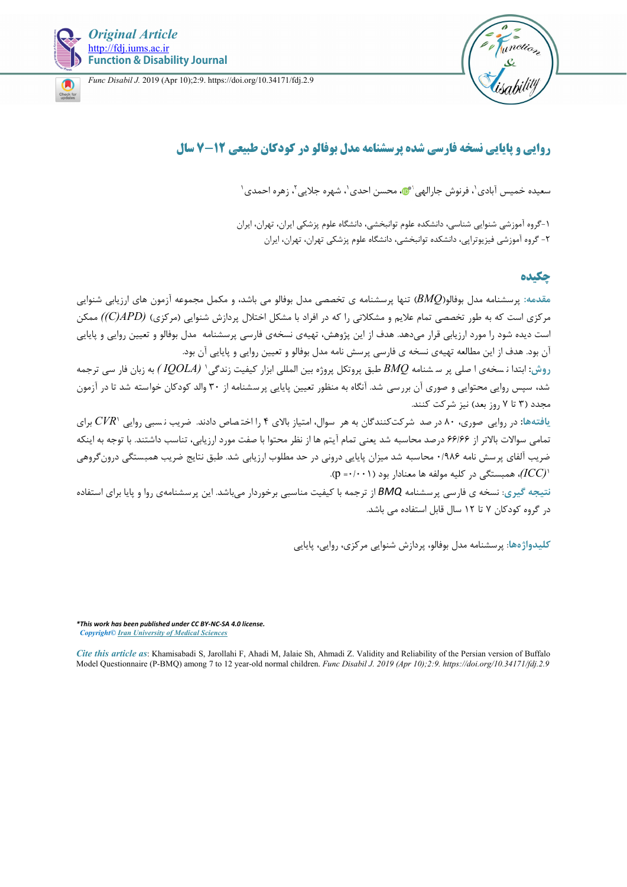# روایی و پایایی نسخه فارسی شده پرسشنامه مدل بوفالو در کودکان طبیعی ۱۲-۷ سال

سعیده خمیس آبادی[۱]، فرنوش جارالهی[۱*]، محسن احدی[۱]، شهره جلایی[۲]، زهره احمدی[۱]

۱-گروه آموزشی شنوایی شناسی، دانشکده علوم توانبخشی، دانشگاه علوم پزشکی ایران، تهران، ایران

۲- گروه آموزشی فیزیوتراپی، دانشکده توانبخشی، دانشگاه علوم پزشکی تهران، تهران، ایران

## چکیده

**مقدمه:** پرسشنامه مدل بوفالو(*BMQ*) تنها پرسشنامه ی تخصصی مدل بوفالو می باشد، و مکمل مجموعه آزمون های ارزیابی شنوایی مرکزی است که به طور تخصصی تمام علایم و مشکلاتی را که در افراد با مشکل اختلال پردازش شنوایی (مرکزی) *((C)APD)* ممکن است دیده شود را مورد ارزیابی قرار می‌دهد. هدف از این پژوهش، تهیه‌ی نسخه‌ی فارسی پرسشنامه مدل بوفالو و تعیین روایی و پایایی آن بود. هدف از این مطالعه تهیه‌ی نسخه ی فارسی پرسش نامه مدل بوفالو و تعیین روایی و پایایی آن بود.

**روش:** ابتدا نسخه‌ی اصلی پرسشنامه *BMQ* طبق پروتکل پروژه بین المللی ابزار کیفیت زندگی[۱] *(IQOLA)* به زبان فارسی ترجمه شد، سپس روایی محتوایی و صوری آن بررسی شد. آنگاه به منظور تعیین پایایی پرسشنامه از ۳۰ والد کودکان خواسته شد تا در آزمون مجدد (۳ تا ۷ روز بعد) نیز شرکت کنند.

**یافته‌ها:** در روایی صوری، ۸۰ در صد شرکت‌کنندگان به هر سوال، امتیاز بالای ۴ را اختصاص دادند. ضریب نسبی روایی *CVR*[۱] برای تمامی سوالات بالاتر از ۶۶/۶۶ درصد محاسبه شد یعنی تمام آیتم ها از نظر محتوا با صفت مورد ارزیابی، تناسب داشتند. با توجه به اینکه ضریب آلفای پرسش نامه ۰/۹۸۶ محاسبه شد میزان پایایی درونی در حد مطلوب ارزیابی شد. طبق نتایج ضریب همبستگی درون‌گروهی *(ICC)*[۱]، همبستگی در کلیه مولفه ها معنادار بود (p =۰/۰۰۱).

**نتیجه گیری:** نسخه ی فارسی پرسشنامه BMQ از ترجمه با کیفیت مناسبی برخوردار می‌باشد. این پرسشنامه‌ی روا و پایا برای استفاده در گروه کودکان ۷ تا ۱۲ سال قابل استفاده می باشد.

**کلیدواژه‌ها:** پرسشنامه مدل بوفالو، پردازش شنوایی مرکزی، روایی، پایایی

*This work has been published under CC BY-NC-SA 4.0 license.*
*Copyright© Iran University of Medical Sciences*

*Cite this article as*: Khamisabadi S, Jarollahi F, Ahadi M, Jalaie Sh, Ahmadi Z. Validity and Reliability of the Persian version of Buffalo Model Questionnaire (P-BMQ) among 7 to 12 year-old normal children. *Func Disabil J. 2019 (Apr 10);2:9. https://doi.org/10.34171/fdj.2.9*